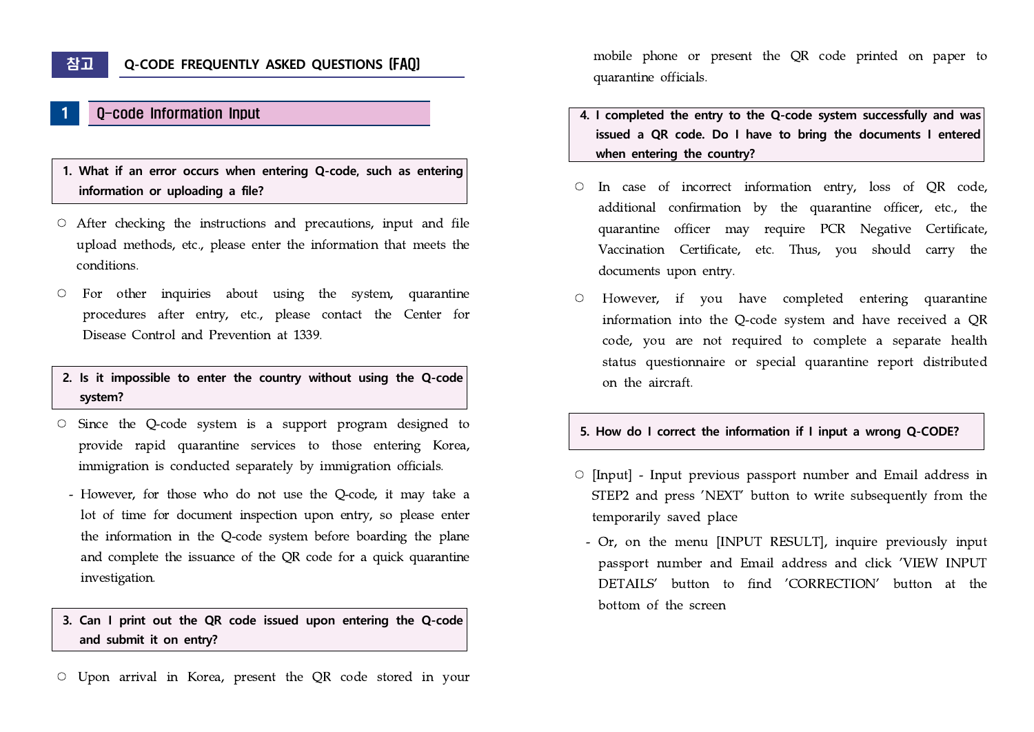# 참고 Q-CODE FREQUENTLY ASKED QUESTIONS [FAQ]

## 1 Q-code Information Input

**1. What if an error occurs when entering Q-code, such as entering information or uploading a file?**

○ After checking the instructions and precautions, input and file upload methods, etc., please enter the information that meets the conditions.

○ For other inquiries about using the system, quarantine procedures after entry, etc., please contact the Center for Disease Control and Prevention at 1339.

**2. Is it impossible to enter the country without using the Q-code system?**

○ Since the Q-code system is a support program designed to provide rapid quarantine services to those entering Korea, immigration is conducted separately by immigration officials.

- However, for those who do not use the Q-code, it may take a lot of time for document inspection upon entry, so please enter the information in the Q-code system before boarding the plane and complete the issuance of the QR code for a quick quarantine investigation.

**3. Can I print out the QR code issued upon entering the Q-code and submit it on entry?**

○ Upon arrival in Korea, present the QR code stored in your mobile phone or present the QR code printed on paper to quarantine officials.

**4. I completed the entry to the Q-code system successfully and was issued a QR code. Do I have to bring the documents I entered when entering the country?**

○ In case of incorrect information entry, loss of QR code, additional confirmation by the quarantine officer, etc., the quarantine officer may require PCR Negative Certificate, Vaccination Certificate, etc. Thus, you should carry the documents upon entry.

○ However, if you have completed entering quarantine information into the Q-code system and have received a QR code, you are not required to complete a separate health status questionnaire or special quarantine report distributed on the aircraft.

**5. How do I correct the information if I input a wrong Q-CODE?**

○ [Input] - Input previous passport number and Email address in STEP2 and press 'NEXT' button to write subsequently from the temporarily saved place

- Or, on the menu [INPUT RESULT], inquire previously input passport number and Email address and click 'VIEW INPUT DETAILS' button to find 'CORRECTION' button at the bottom of the screen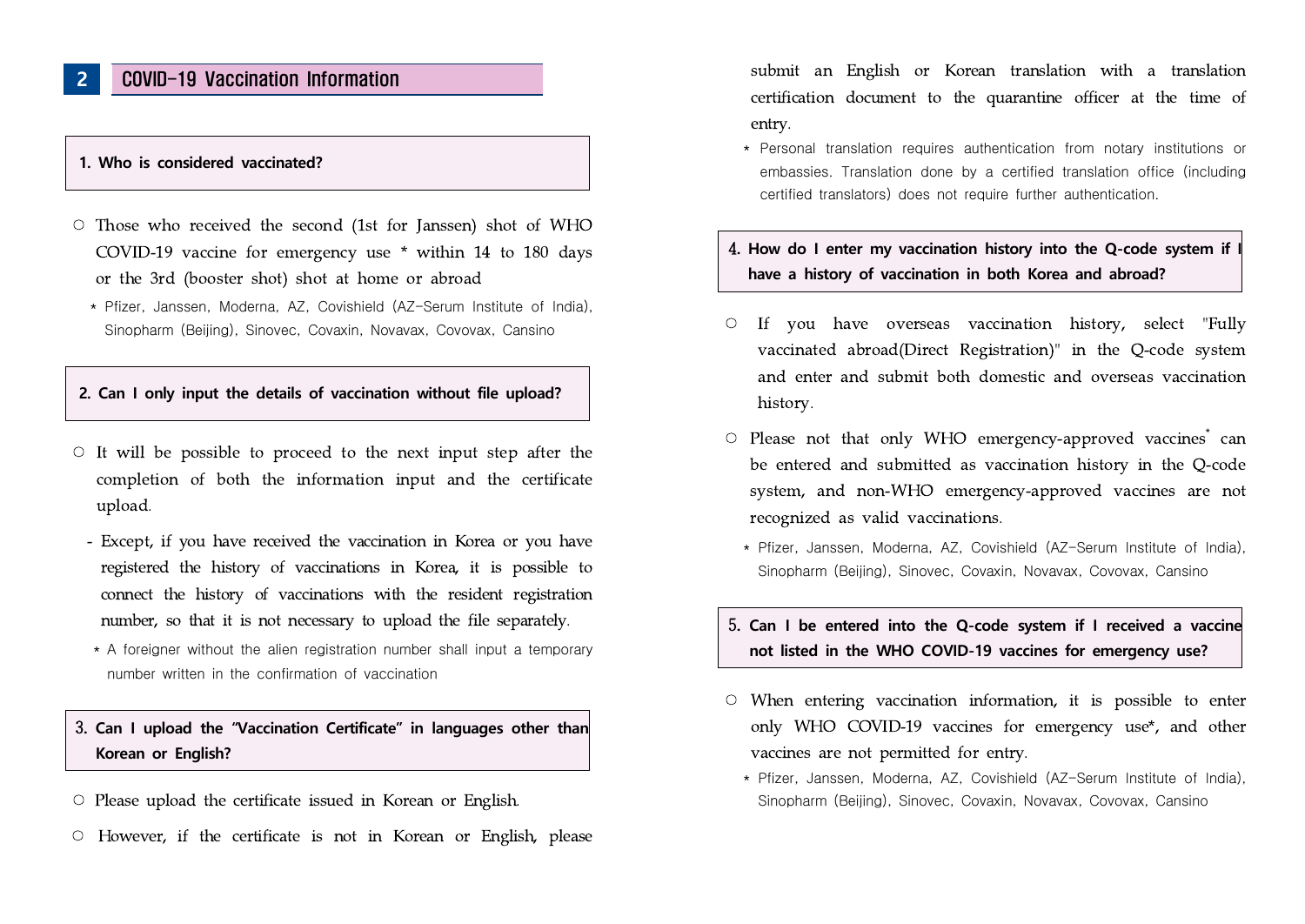## 2 COVID-19 Vaccination Information

### 1. Who is considered vaccinated?

○ Those who received the second (1st for Janssen) shot of WHO COVID-19 vaccine for emergency use * within 14 to 180 days or the 3rd (booster shot) shot at home or abroad

* Pfizer, Janssen, Moderna, AZ, Covishield (AZ-Serum Institute of India), Sinopharm (Beijing), Sinovec, Covaxin, Novavax, Covovax, Cansino

### 2. Can I only input the details of vaccination without file upload?

○ It will be possible to proceed to the next input step after the completion of both the information input and the certificate upload.

- Except, if you have received the vaccination in Korea or you have registered the history of vaccinations in Korea, it is possible to connect the history of vaccinations with the resident registration number, so that it is not necessary to upload the file separately.

* A foreigner without the alien registration number shall input a temporary number written in the confirmation of vaccination

### 3. Can I upload the "Vaccination Certificate" in languages other than Korean or English?

○ Please upload the certificate issued in Korean or English.

○ However, if the certificate is not in Korean or English, please submit an English or Korean translation with a translation certification document to the quarantine officer at the time of entry.

* Personal translation requires authentication from notary institutions or embassies. Translation done by a certified translation office (including certified translators) does not require further authentication.

### 4. How do I enter my vaccination history into the Q-code system if I have a history of vaccination in both Korea and abroad?

○ If you have overseas vaccination history, select "Fully vaccinated abroad(Direct Registration)" in the Q-code system and enter and submit both domestic and overseas vaccination history.

○ Please not that only WHO emergency-approved vaccines* can be entered and submitted as vaccination history in the Q-code system, and non-WHO emergency-approved vaccines are not recognized as valid vaccinations.

* Pfizer, Janssen, Moderna, AZ, Covishield (AZ-Serum Institute of India), Sinopharm (Beijing), Sinovec, Covaxin, Novavax, Covovax, Cansino

### 5. Can I be entered into the Q-code system if I received a vaccine not listed in the WHO COVID-19 vaccines for emergency use?

○ When entering vaccination information, it is possible to enter only WHO COVID-19 vaccines for emergency use*, and other vaccines are not permitted for entry.

* Pfizer, Janssen, Moderna, AZ, Covishield (AZ-Serum Institute of India), Sinopharm (Beijing), Sinovec, Covaxin, Novavax, Covovax, Cansino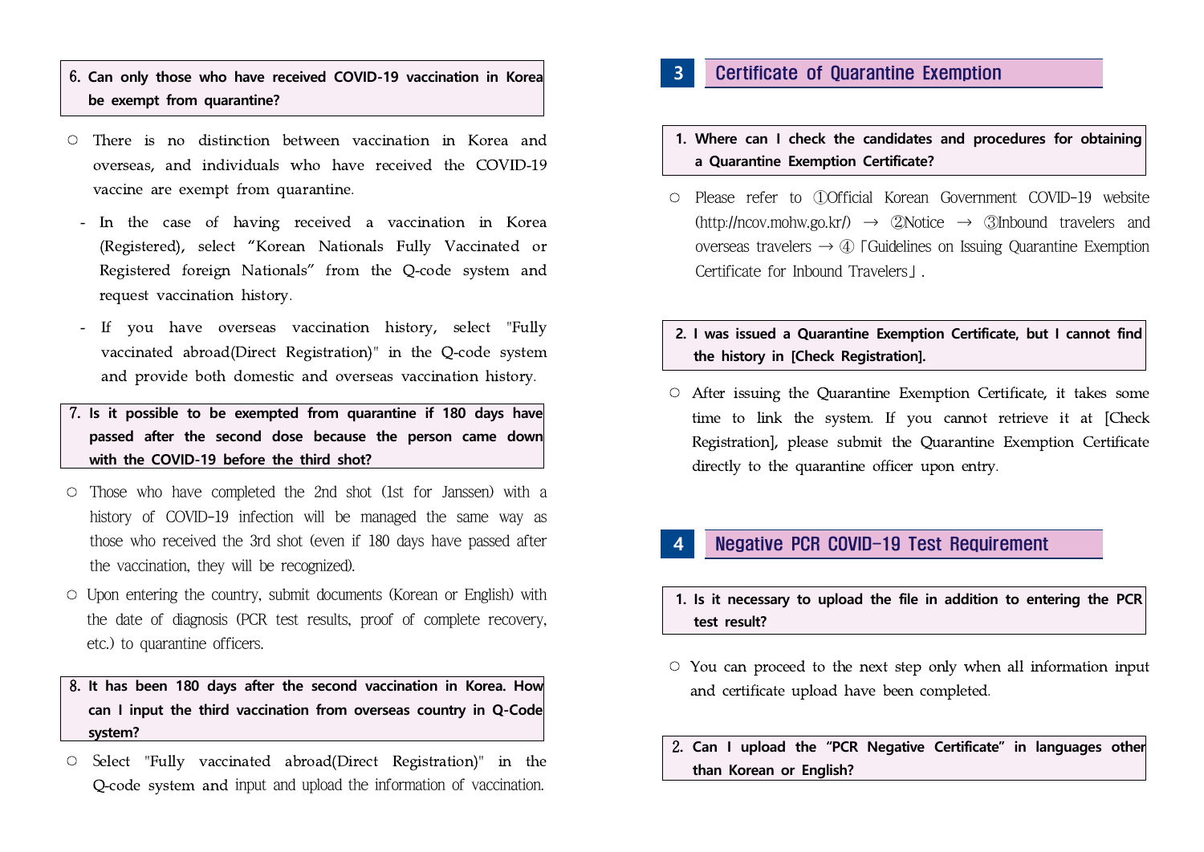**6. Can only those who have received COVID-19 vaccination in Korea be exempt from quarantine?**

○ There is no distinction between vaccination in Korea and overseas, and individuals who have received the COVID-19 vaccine are exempt from quarantine.

- In the case of having received a vaccination in Korea (Registered), select "Korean Nationals Fully Vaccinated or Registered foreign Nationals" from the Q-code system and request vaccination history.
- If you have overseas vaccination history, select "Fully vaccinated abroad(Direct Registration)" in the Q-code system and provide both domestic and overseas vaccination history.

**7. Is it possible to be exempted from quarantine if 180 days have passed after the second dose because the person came down with the COVID-19 before the third shot?**

○ Those who have completed the 2nd shot (1st for Janssen) with a history of COVID-19 infection will be managed the same way as those who received the 3rd shot (even if 180 days have passed after the vaccination, they will be recognized).

○ Upon entering the country, submit documents (Korean or English) with the date of diagnosis (PCR test results, proof of complete recovery, etc.) to quarantine officers.

**8. It has been 180 days after the second vaccination in Korea. How can I input the third vaccination from overseas country in Q-Code system?**

○ Select "Fully vaccinated abroad(Direct Registration)" in the Q-code system and input and upload the information of vaccination.

## 3 Certificate of Quarantine Exemption

**1. Where can I check the candidates and procedures for obtaining a Quarantine Exemption Certificate?**

○ Please refer to ①Official Korean Government COVID-19 website (http://ncov.mohw.go.kr/) → ②Notice → ③Inbound travelers and overseas travelers → ④「Guidelines on Issuing Quarantine Exemption Certificate for Inbound Travelers」.

**2. I was issued a Quarantine Exemption Certificate, but I cannot find the history in [Check Registration].**

○ After issuing the Quarantine Exemption Certificate, it takes some time to link the system. If you cannot retrieve it at [Check Registration], please submit the Quarantine Exemption Certificate directly to the quarantine officer upon entry.

## 4 Negative PCR COVID-19 Test Requirement

**1. Is it necessary to upload the file in addition to entering the PCR test result?**

○ You can proceed to the next step only when all information input and certificate upload have been completed.

**2. Can I upload the "PCR Negative Certificate" in languages other than Korean or English?**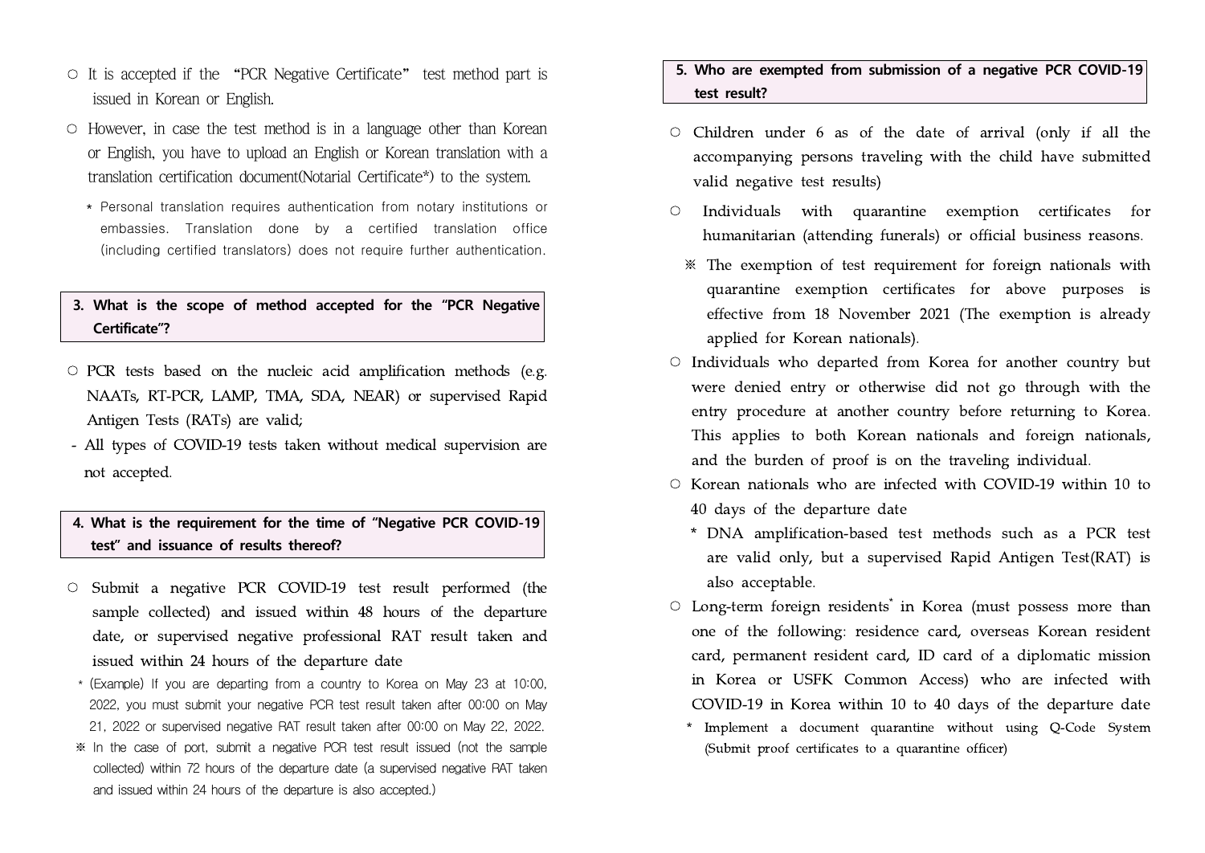○ It is accepted if the "PCR Negative Certificate" test method part is issued in Korean or English.

○ However, in case the test method is in a language other than Korean or English, you have to upload an English or Korean translation with a translation certification document(Notarial Certificate*) to the system.

\* Personal translation requires authentication from notary institutions or embassies. Translation done by a certified translation office (including certified translators) does not require further authentication.

### 3. What is the scope of method accepted for the "PCR Negative Certificate"?

○ PCR tests based on the nucleic acid amplification methods (e.g. NAATs, RT-PCR, LAMP, TMA, SDA, NEAR) or supervised Rapid Antigen Tests (RATs) are valid;

- All types of COVID-19 tests taken without medical supervision are not accepted.

### 4. What is the requirement for the time of "Negative PCR COVID-19 test" and issuance of results thereof?

○ Submit a negative PCR COVID-19 test result performed (the sample collected) and issued within 48 hours of the departure date, or supervised negative professional RAT result taken and issued within 24 hours of the departure date

\* (Example) If you are departing from a country to Korea on May 23 at 10:00, 2022, you must submit your negative PCR test result taken after 00:00 on May 21, 2022 or supervised negative RAT result taken after 00:00 on May 22, 2022.

※ In the case of port, submit a negative PCR test result issued (not the sample collected) within 72 hours of the departure date (a supervised negative RAT taken and issued within 24 hours of the departure is also accepted.)

### 5. Who are exempted from submission of a negative PCR COVID-19 test result?

○ Children under 6 as of the date of arrival (only if all the accompanying persons traveling with the child have submitted valid negative test results)

○ Individuals with quarantine exemption certificates for humanitarian (attending funerals) or official business reasons.

※ The exemption of test requirement for foreign nationals with quarantine exemption certificates for above purposes is effective from 18 November 2021 (The exemption is already applied for Korean nationals).

○ Individuals who departed from Korea for another country but were denied entry or otherwise did not go through with the entry procedure at another country before returning to Korea. This applies to both Korean nationals and foreign nationals, and the burden of proof is on the traveling individual.

○ Korean nationals who are infected with COVID-19 within 10 to 40 days of the departure date

\* DNA amplification-based test methods such as a PCR test are valid only, but a supervised Rapid Antigen Test(RAT) is also acceptable.

○ Long-term foreign residents* in Korea (must possess more than one of the following: residence card, overseas Korean resident card, permanent resident card, ID card of a diplomatic mission in Korea or USFK Common Access) who are infected with COVID-19 in Korea within 10 to 40 days of the departure date

\* Implement a document quarantine without using Q-Code System (Submit proof certificates to a quarantine officer)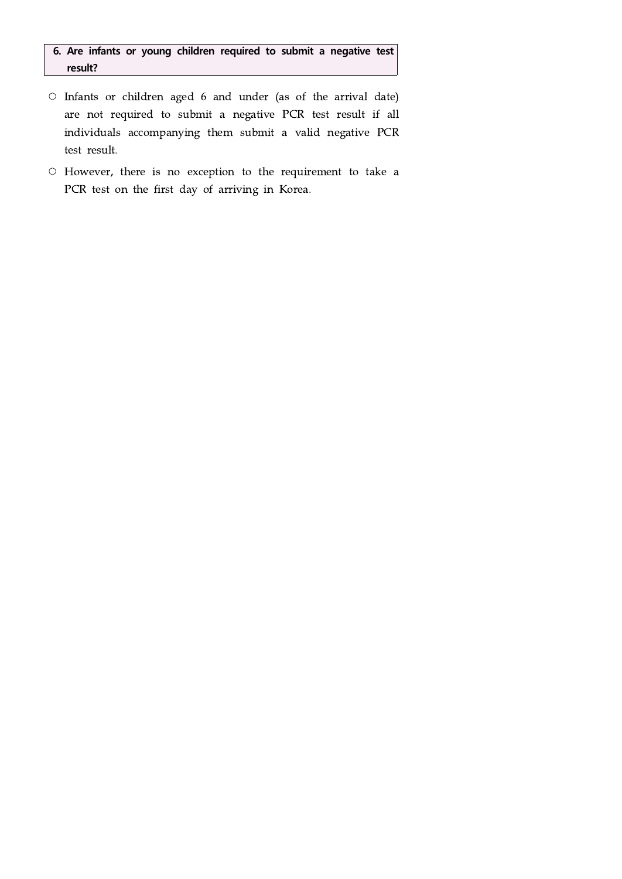**6. Are infants or young children required to submit a negative test result?**

- Infants or children aged 6 and under (as of the arrival date) are not required to submit a negative PCR test result if all individuals accompanying them submit a valid negative PCR test result.
- However, there is no exception to the requirement to take a PCR test on the first day of arriving in Korea.